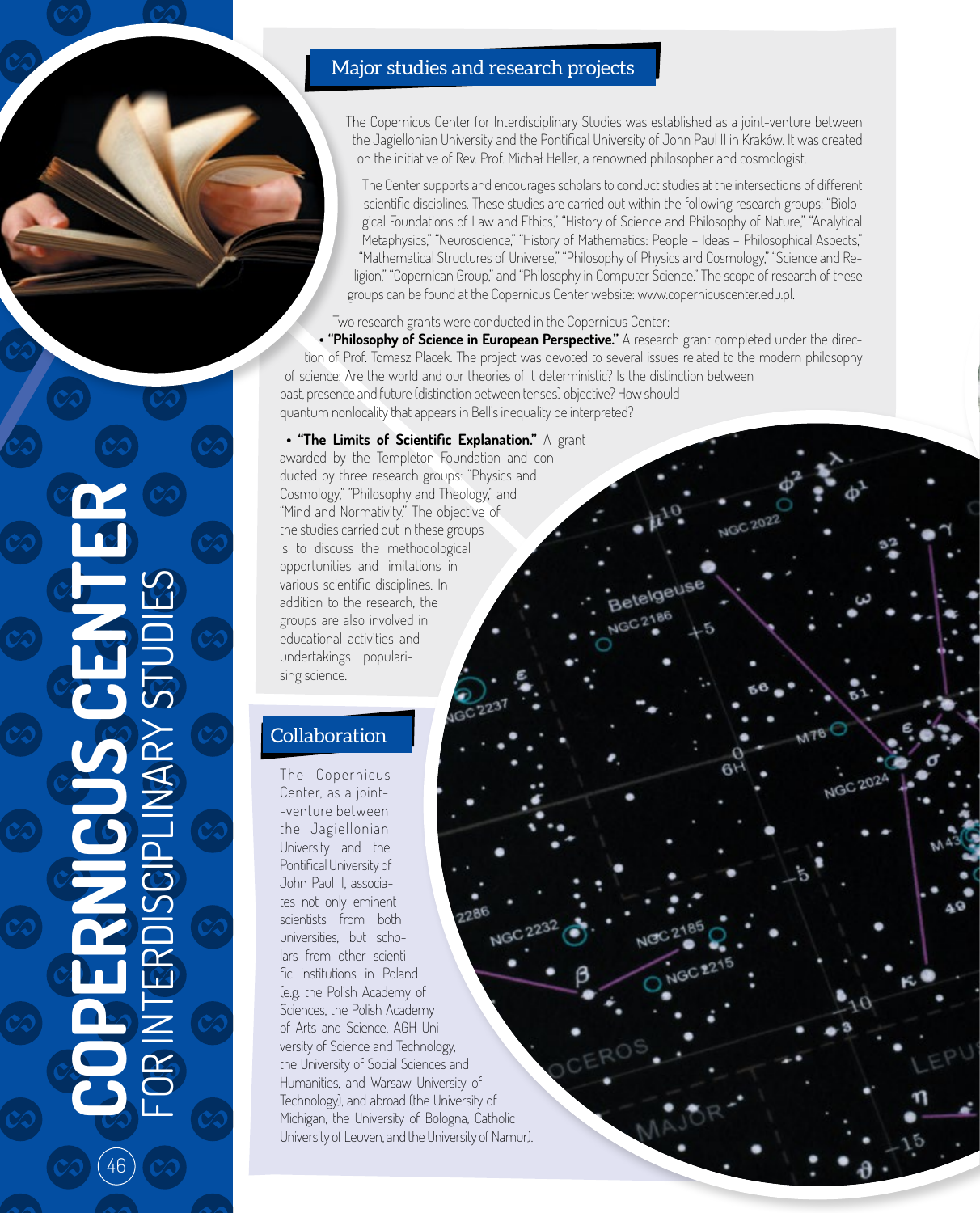# COPERNICUS CENTER FOR INTERDISCIPLINARY STUDIES

## Major studies and research projects

The Copernicus Center for Interdisciplinary Studies was established as a joint-venture between the Jagiellonian University and the Pontifical University of John Paul II in Kraków. It was created on the initiative of Rev. Prof. Michał Heller, a renowned philosopher and cosmologist.

The Center supports and encourages scholars to conduct studies at the intersections of different scientific disciplines. These studies are carried out within the following research groups: "Biological Foundations of Law and Ethics," "History of Science and Philosophy of Nature," "Analytical Metaphysics," "Neuroscience," "History of Mathematics: People – Ideas – Philosophical Aspects," "Mathematical Structures of Universe," "Philosophy of Physics and Cosmology," "Science and Religion," "Copernican Group," and "Philosophy in Computer Science." The scope of research of these groups can be found at the Copernicus Center website: www.copernicuscenter.edu.pl.

Two research grants were conducted in the Copernicus Center:

- **"Philosophy of Science in European Perspective."** A research grant completed under the direction of Prof. Tomasz Placek. The project was devoted to several issues related to the modern philosophy of science: Are the world and our theories of it deterministic? Is the distinction between past, presence and future (distinction between tenses) objective? How should quantum nonlocality that appears in Bell's inequality be interpreted?
- **"The Limits of Scientific Explanation."** A grant awarded by the Templeton Foundation and conducted by three research groups: "Physics and Cosmology," "Philosophy and Theology," and "Mind and Normativity." The objective of the studies carried out in these groups is to discuss the methodological opportunities and limitations in various scientific disciplines. In addition to the research, the groups are also involved in educational activities and undertakings popularising science.

## Collaboration

The Copernicus Center, as a joint-venture between the Jagiellonian University and the Pontifical University of John Paul II, associates not only eminent scientists from both universities, but scholars from other scientific institutions in Poland (e.g. the Polish Academy of Sciences, the Polish Academy of Arts and Science, AGH University of Science and Technology, the University of Social Sciences and Humanities, and Warsaw University of Technology), and abroad (the University of Michigan, the University of Bologna, Catholic University of Leuven, and the University of Namur).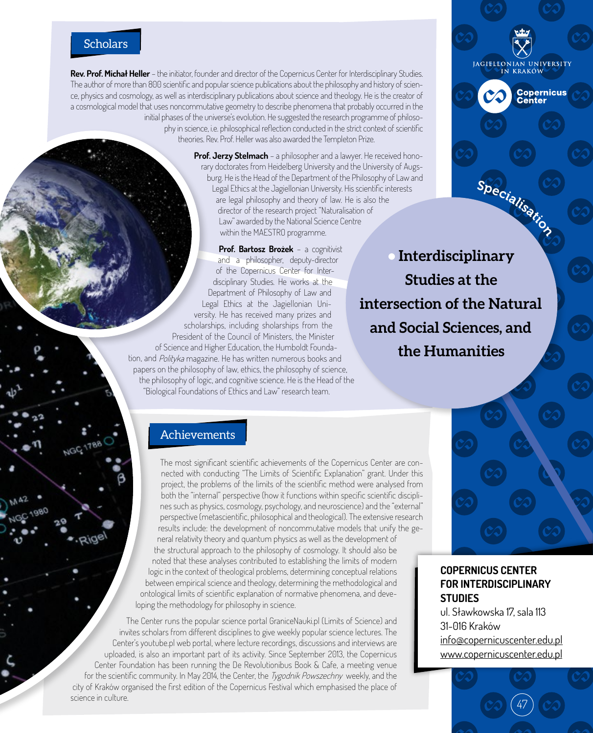## Scholars

**Rev. Prof. Michał Heller** – the initiator, founder and director of the Copernicus Center for Interdisciplinary Studies. The author of more than 800 scientific and popular science publications about the philosophy and history of science, physics and cosmology, as well as interdisciplinary publications about science and theology. He is the creator of a cosmological model that uses noncommutative geometry to describe phenomena that probably occurred in the initial phases of the universe's evolution. He suggested the research programme of philosophy in science, i.e. philosophical reflection conducted in the strict context of scientific theories. Rev. Prof. Heller was also awarded the Templeton Prize.

**Prof. Jerzy Stelmach** – a philosopher and a lawyer. He received honorary doctorates from Heidelberg University and the University of Augsburg. He is the Head of the Department of the Philosophy of Law and Legal Ethics at the Jagiellonian University. His scientific interests are legal philosophy and theory of law. He is also the director of the research project "Naturalisation of Law" awarded by the National Science Centre within the MAESTRO programme.

**Prof. Bartosz Brożek** – a cognitivist and a philosopher, deputy-director of the Copernicus Center for Interdisciplinary Studies. He works at the Department of Philosophy of Law and Legal Ethics at the Jagiellonian University. He has received many prizes and scholarships, including sholarships from the President of the Council of Ministers, the Minister of Science and Higher Education, the Humboldt Foundation, and *Polityka* magazine. He has written numerous books and papers on the philosophy of law, ethics, the philosophy of science, the philosophy of logic, and cognitive science. He is the Head of the "Biological Foundations of Ethics and Law" research team.

## Achievements

The most significant scientific achievements of the Copernicus Center are connected with conducting "The Limits of Scientific Explanation" grant. Under this project, the problems of the limits of the scientific method were analysed from both the "internal" perspective (how it functions within specific scientific disciplines such as physics, cosmology, psychology, and neuroscience) and the "external" perspective (metascientific, philosophical and theological). The extensive research results include: the development of noncommutative models that unify the general relativity theory and quantum physics as well as the development of the structural approach to the philosophy of cosmology. It should also be noted that these analyses contributed to establishing the limits of modern logic in the context of theological problems, determining conceptual relations between empirical science and theology, determining the methodological and ontological limits of scientific explanation of normative phenomena, and developing the methodology for philosophy in science.

The Center runs the popular science portal GraniceNauki.pl (Limits of Science) and invites scholars from different disciplines to give weekly popular science lectures. The Center's youtube.pl web portal, where lecture recordings, discussions and interviews are uploaded, is also an important part of its activity. Since September 2013, the Copernicus Center Foundation has been running the De Revolutionibus Book & Cafe, a meeting venue for the scientific community. In May 2014, the Center, the *Tygodnik Powszechny* weekly, and the city of Kraków organised the first edition of the Copernicus Festival which emphasised the place of science in culture.

JAGIELLONIAN UNIVERSITY IN KRAKÓW

Copernicus Center

### Specialisation

- **Interdisciplinary Studies at the intersection of the Natural and Social Sciences, and the Humanities**

**COPERNICUS CENTER FOR INTERDISCIPLINARY STUDIES**
ul. Sławkowska 17, sala 113
31-016 Kraków
info@copernicuscenter.edu.pl
www.copernicuscenter.edu.pl